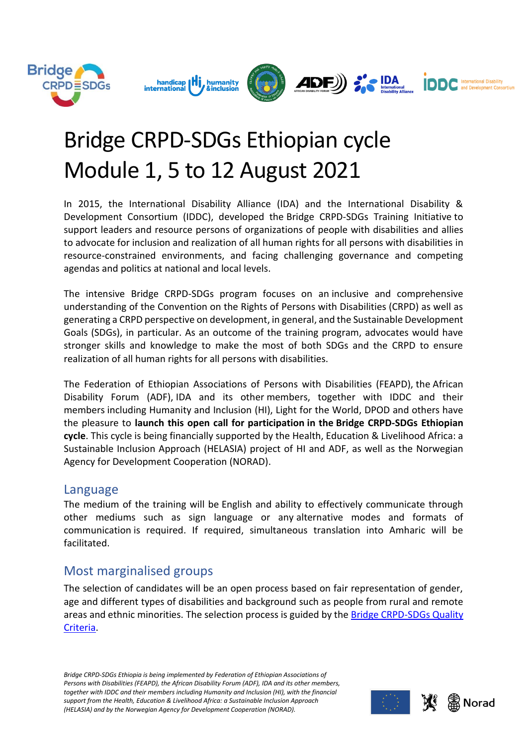# Bridge CRPD-SDGs Ethiopian cycle Module 1, 5 to 12 August 2021

In 2015, the International Disability Alliance (IDA) and the International Disability & Development Consortium (IDDC), developed the Bridge CRPD-SDGs Training Initiative to support leaders and resource persons of organizations of people with disabilities and allies to advocate for inclusion and realization of all human rights for all persons with disabilities in resource-constrained environments, and facing challenging governance and competing agendas and politics at national and local levels.

The intensive Bridge CRPD-SDGs program focuses on an inclusive and comprehensive understanding of the Convention on the Rights of Persons with Disabilities (CRPD) as well as generating a CRPD perspective on development, in general, and the Sustainable Development Goals (SDGs), in particular. As an outcome of the training program, advocates would have stronger skills and knowledge to make the most of both SDGs and the CRPD to ensure realization of all human rights for all persons with disabilities.

The Federation of Ethiopian Associations of Persons with Disabilities (FEAPD), the African Disability Forum (ADF), IDA and its other members, together with IDDC and their members including Humanity and Inclusion (HI), Light for the World, DPOD and others have the pleasure to **launch this open call for participation in the Bridge CRPD-SDGs Ethiopian cycle**. This cycle is being financially supported by the Health, Education & Livelihood Africa: a Sustainable Inclusion Approach (HELASIA) project of HI and ADF, as well as the Norwegian Agency for Development Cooperation (NORAD).

## Language

The medium of the training will be English and ability to effectively communicate through other mediums such as sign language or any alternative modes and formats of communication is required. If required, simultaneous translation into Amharic will be facilitated.

## Most marginalised groups

The selection of candidates will be an open process based on fair representation of gender, age and different types of disabilities and background such as people from rural and remote areas and ethnic minorities. The selection process is guided by the [Bridge CRPD-SDGs Quality Criteria](#).

*Bridge CRPD-SDGs Ethiopia is being implemented by Federation of Ethiopian Associations of Persons with Disabilities (FEAPD), the African Disability Forum (ADF), IDA and its other members, together with IDDC and their members including Humanity and Inclusion (HI), with the financial support from the Health, Education & Livelihood Africa: a Sustainable Inclusion Approach (HELASIA) and by the Norwegian Agency for Development Cooperation (NORAD).*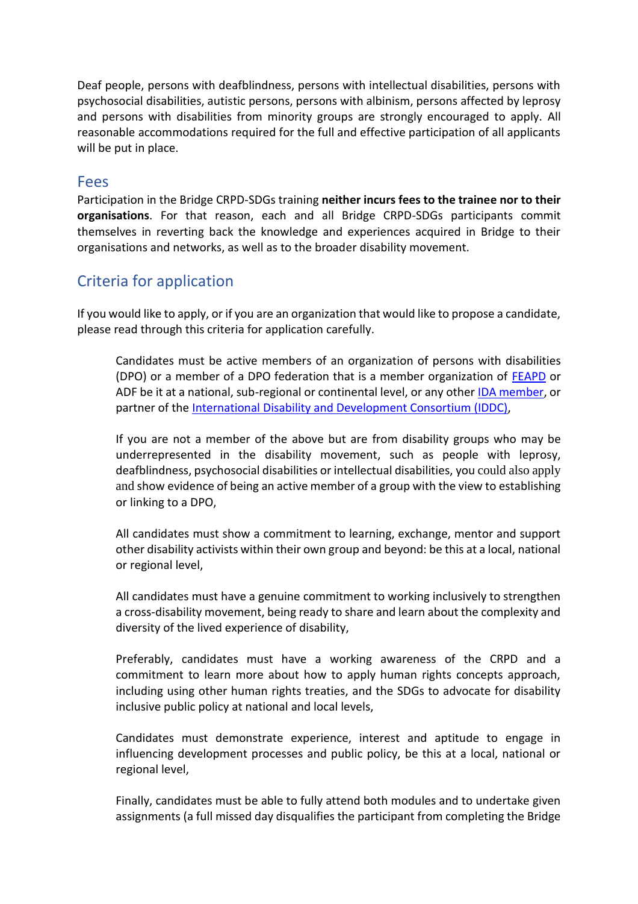Deaf people, persons with deafblindness, persons with intellectual disabilities, persons with psychosocial disabilities, autistic persons, persons with albinism, persons affected by leprosy and persons with disabilities from minority groups are strongly encouraged to apply. All reasonable accommodations required for the full and effective participation of all applicants will be put in place.

## Fees

Participation in the Bridge CRPD-SDGs training **neither incurs fees to the trainee nor to their organisations**. For that reason, each and all Bridge CRPD-SDGs participants commit themselves in reverting back the knowledge and experiences acquired in Bridge to their organisations and networks, as well as to the broader disability movement.

## Criteria for application

If you would like to apply, or if you are an organization that would like to propose a candidate, please read through this criteria for application carefully.

> Candidates must be active members of an organization of persons with disabilities (DPO) or a member of a DPO federation that is a member organization of FEAPD or ADF be it at a national, sub-regional or continental level, or any other IDA member, or partner of the International Disability and Development Consortium (IDDC),
>
> If you are not a member of the above but are from disability groups who may be underrepresented in the disability movement, such as people with leprosy, deafblindness, psychosocial disabilities or intellectual disabilities, you could also apply and show evidence of being an active member of a group with the view to establishing or linking to a DPO,
>
> All candidates must show a commitment to learning, exchange, mentor and support other disability activists within their own group and beyond: be this at a local, national or regional level,
>
> All candidates must have a genuine commitment to working inclusively to strengthen a cross-disability movement, being ready to share and learn about the complexity and diversity of the lived experience of disability,
>
> Preferably, candidates must have a working awareness of the CRPD and a commitment to learn more about how to apply human rights concepts approach, including using other human rights treaties, and the SDGs to advocate for disability inclusive public policy at national and local levels,
>
> Candidates must demonstrate experience, interest and aptitude to engage in influencing development processes and public policy, be this at a local, national or regional level,
>
> Finally, candidates must be able to fully attend both modules and to undertake given assignments (a full missed day disqualifies the participant from completing the Bridge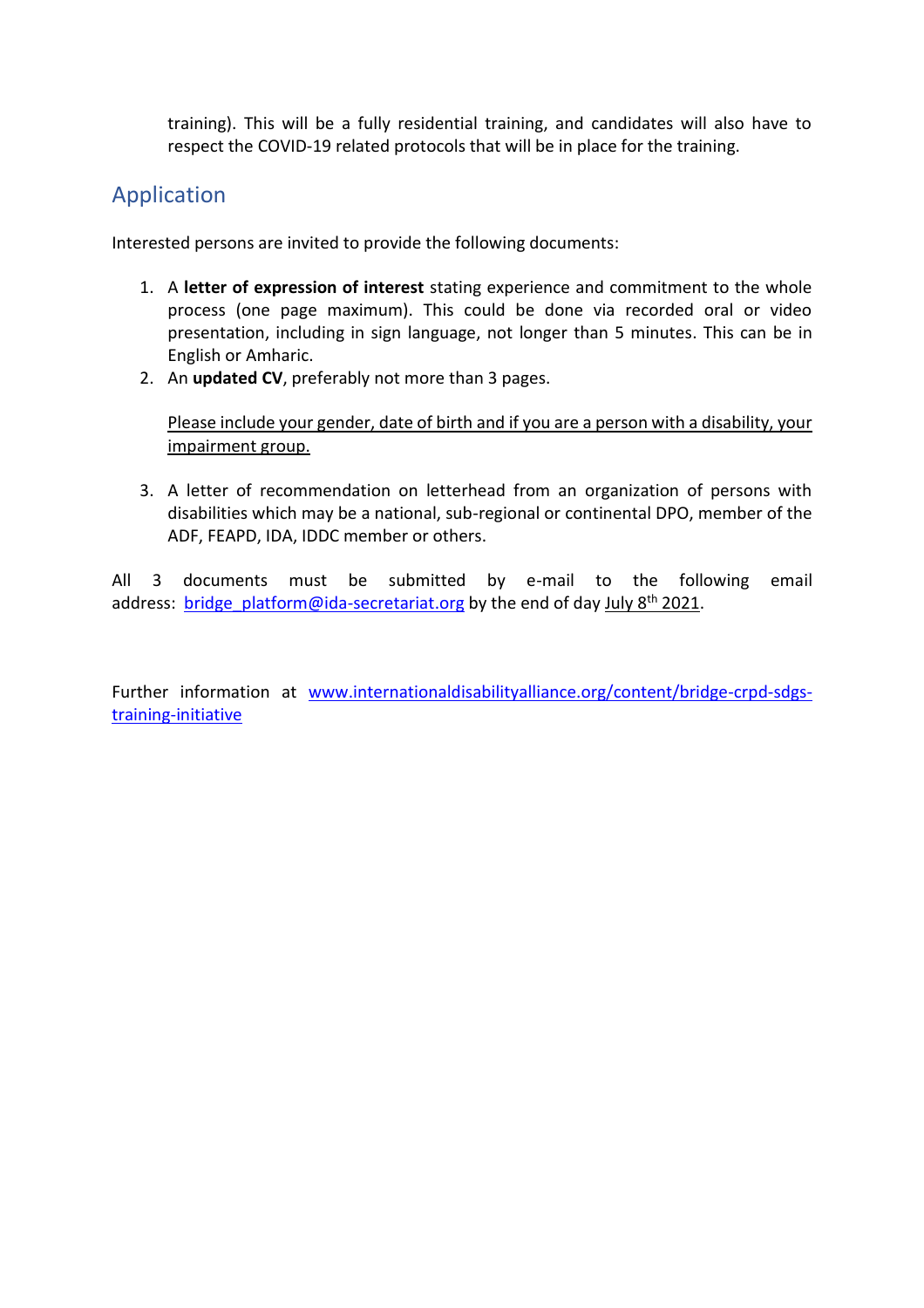training). This will be a fully residential training, and candidates will also have to respect the COVID-19 related protocols that will be in place for the training.

## Application

Interested persons are invited to provide the following documents:

1. A **letter of expression of interest** stating experience and commitment to the whole process (one page maximum). This could be done via recorded oral or video presentation, including in sign language, not longer than 5 minutes. This can be in English or Amharic.
2. An **updated CV**, preferably not more than 3 pages.

   Please include your gender, date of birth and if you are a person with a disability, your impairment group.

3. A letter of recommendation on letterhead from an organization of persons with disabilities which may be a national, sub-regional or continental DPO, member of the ADF, FEAPD, IDA, IDDC member or others.

All 3 documents must be submitted by e-mail to the following email address: bridge_platform@ida-secretariat.org by the end of day July 8th 2021.

Further information at www.internationaldisabilityalliance.org/content/bridge-crpd-sdgs-training-initiative